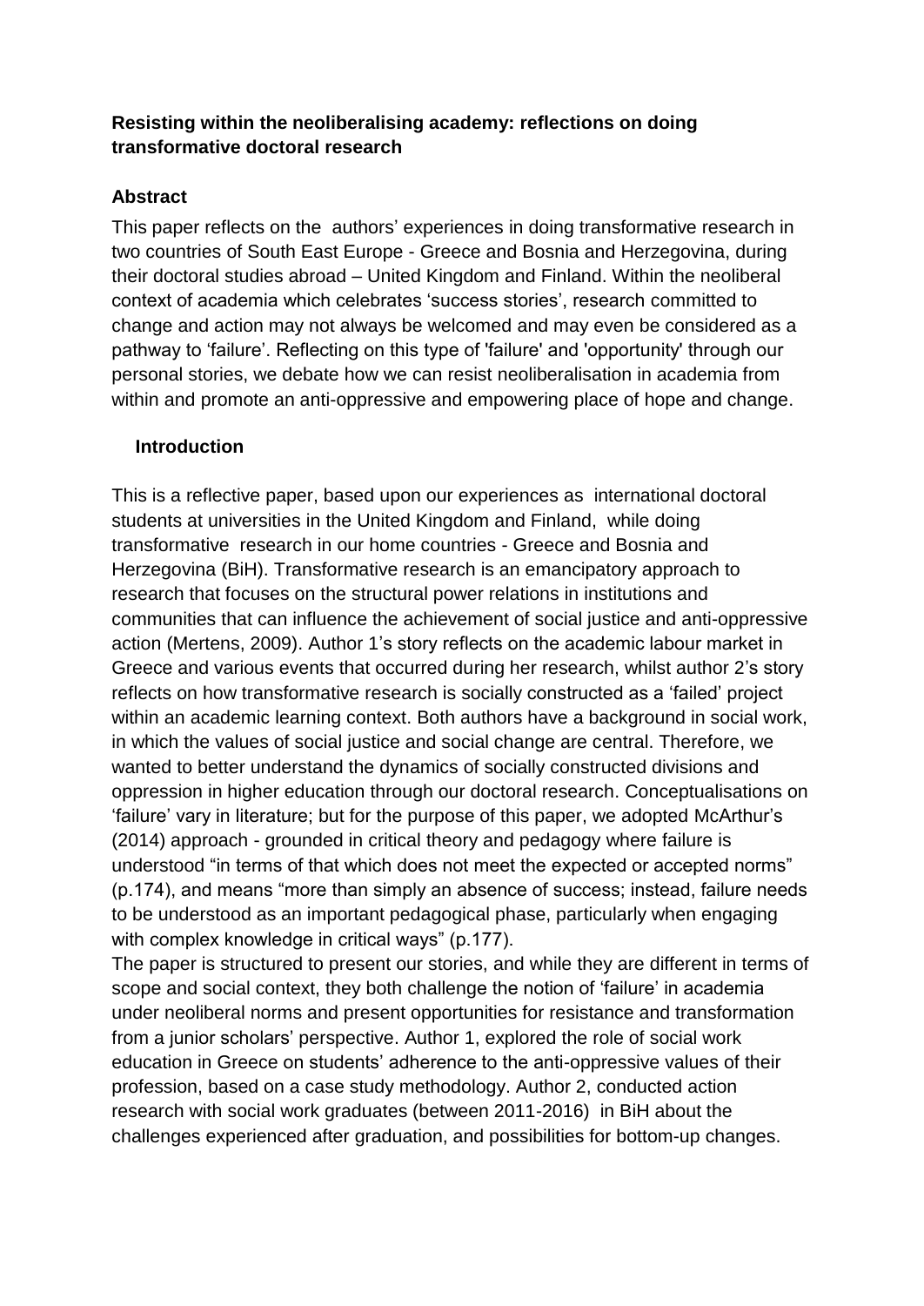**Resisting within the neoliberalising academy: reflections on doing transformative doctoral research**

**Abstract**

This paper reflects on the authors' experiences in doing transformative research in two countries of South East Europe - Greece and Bosnia and Herzegovina, during their doctoral studies abroad – United Kingdom and Finland. Within the neoliberal context of academia which celebrates 'success stories', research committed to change and action may not always be welcomed and may even be considered as a pathway to 'failure'. Reflecting on this type of 'failure' and 'opportunity' through our personal stories, we debate how we can resist neoliberalisation in academia from within and promote an anti-oppressive and empowering place of hope and change.

**Introduction**

This is a reflective paper, based upon our experiences as international doctoral students at universities in the United Kingdom and Finland, while doing transformative research in our home countries - Greece and Bosnia and Herzegovina (BiH). Transformative research is an emancipatory approach to research that focuses on the structural power relations in institutions and communities that can influence the achievement of social justice and anti-oppressive action (Mertens, 2009). Author 1's story reflects on the academic labour market in Greece and various events that occurred during her research, whilst author 2's story reflects on how transformative research is socially constructed as a 'failed' project within an academic learning context. Both authors have a background in social work, in which the values of social justice and social change are central. Therefore, we wanted to better understand the dynamics of socially constructed divisions and oppression in higher education through our doctoral research. Conceptualisations on 'failure' vary in literature; but for the purpose of this paper, we adopted McArthur's (2014) approach - grounded in critical theory and pedagogy where failure is understood "in terms of that which does not meet the expected or accepted norms" (p.174), and means "more than simply an absence of success; instead, failure needs to be understood as an important pedagogical phase, particularly when engaging with complex knowledge in critical ways" (p.177).

The paper is structured to present our stories, and while they are different in terms of scope and social context, they both challenge the notion of 'failure' in academia under neoliberal norms and present opportunities for resistance and transformation from a junior scholars' perspective. Author 1, explored the role of social work education in Greece on students' adherence to the anti-oppressive values of their profession, based on a case study methodology. Author 2, conducted action research with social work graduates (between 2011-2016) in BiH about the challenges experienced after graduation, and possibilities for bottom-up changes.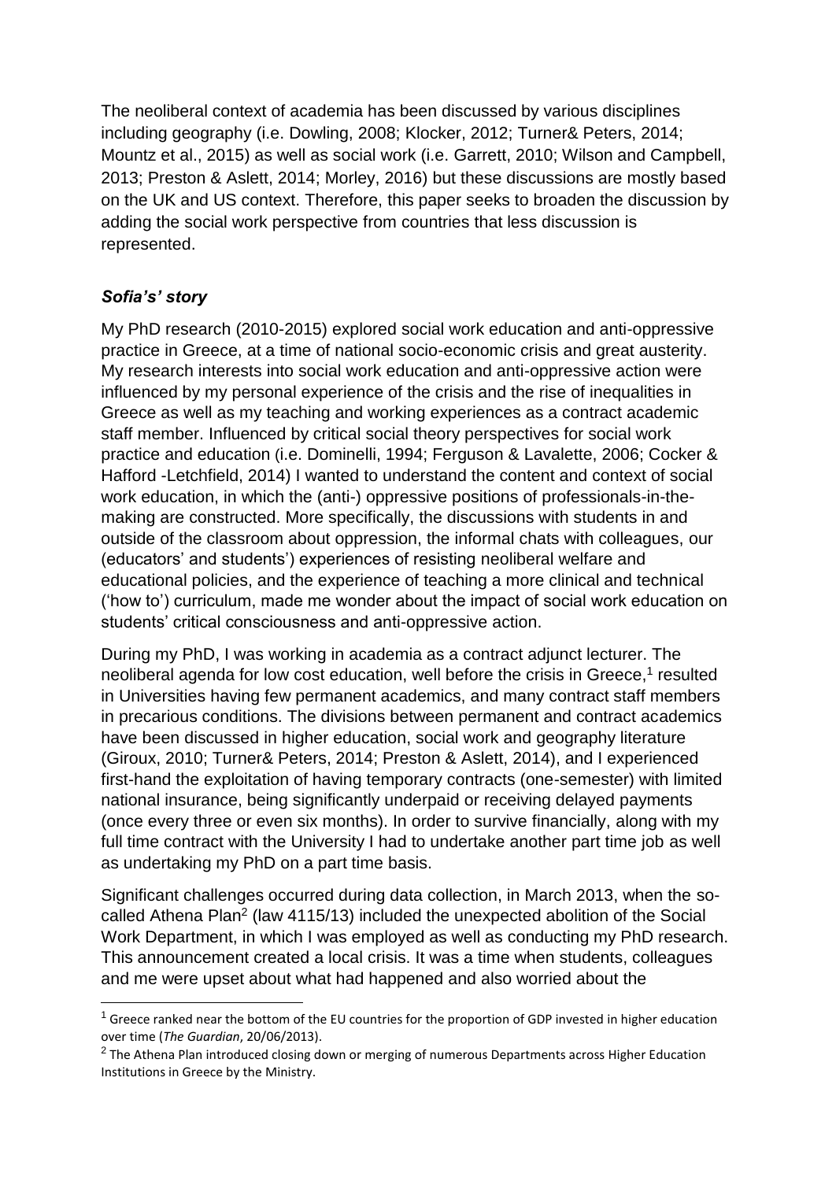The neoliberal context of academia has been discussed by various disciplines including geography (i.e. Dowling, 2008; Klocker, 2012; Turner& Peters, 2014; Mountz et al., 2015) as well as social work (i.e. Garrett, 2010; Wilson and Campbell, 2013; Preston & Aslett, 2014; Morley, 2016) but these discussions are mostly based on the UK and US context. Therefore, this paper seeks to broaden the discussion by adding the social work perspective from countries that less discussion is represented.

### *Sofia's' story*

My PhD research (2010-2015) explored social work education and anti-oppressive practice in Greece, at a time of national socio-economic crisis and great austerity. My research interests into social work education and anti-oppressive action were influenced by my personal experience of the crisis and the rise of inequalities in Greece as well as my teaching and working experiences as a contract academic staff member. Influenced by critical social theory perspectives for social work practice and education (i.e. Dominelli, 1994; Ferguson & Lavalette, 2006; Cocker & Hafford -Letchfield, 2014) I wanted to understand the content and context of social work education, in which the (anti-) oppressive positions of professionals-in-the-making are constructed. More specifically, the discussions with students in and outside of the classroom about oppression, the informal chats with colleagues, our (educators' and students') experiences of resisting neoliberal welfare and educational policies, and the experience of teaching a more clinical and technical ('how to') curriculum, made me wonder about the impact of social work education on students' critical consciousness and anti-oppressive action.

During my PhD, I was working in academia as a contract adjunct lecturer. The neoliberal agenda for low cost education, well before the crisis in Greece,[1] resulted in Universities having few permanent academics, and many contract staff members in precarious conditions. The divisions between permanent and contract academics have been discussed in higher education, social work and geography literature (Giroux, 2010; Turner& Peters, 2014; Preston & Aslett, 2014), and I experienced first-hand the exploitation of having temporary contracts (one-semester) with limited national insurance, being significantly underpaid or receiving delayed payments (once every three or even six months). In order to survive financially, along with my full time contract with the University I had to undertake another part time job as well as undertaking my PhD on a part time basis.

Significant challenges occurred during data collection, in March 2013, when the so-called Athena Plan[2] (law 4115/13) included the unexpected abolition of the Social Work Department, in which I was employed as well as conducting my PhD research. This announcement created a local crisis. It was a time when students, colleagues and me were upset about what had happened and also worried about the

---

[1] Greece ranked near the bottom of the EU countries for the proportion of GDP invested in higher education over time (*The Guardian*, 20/06/2013).

[2] The Athena Plan introduced closing down or merging of numerous Departments across Higher Education Institutions in Greece by the Ministry.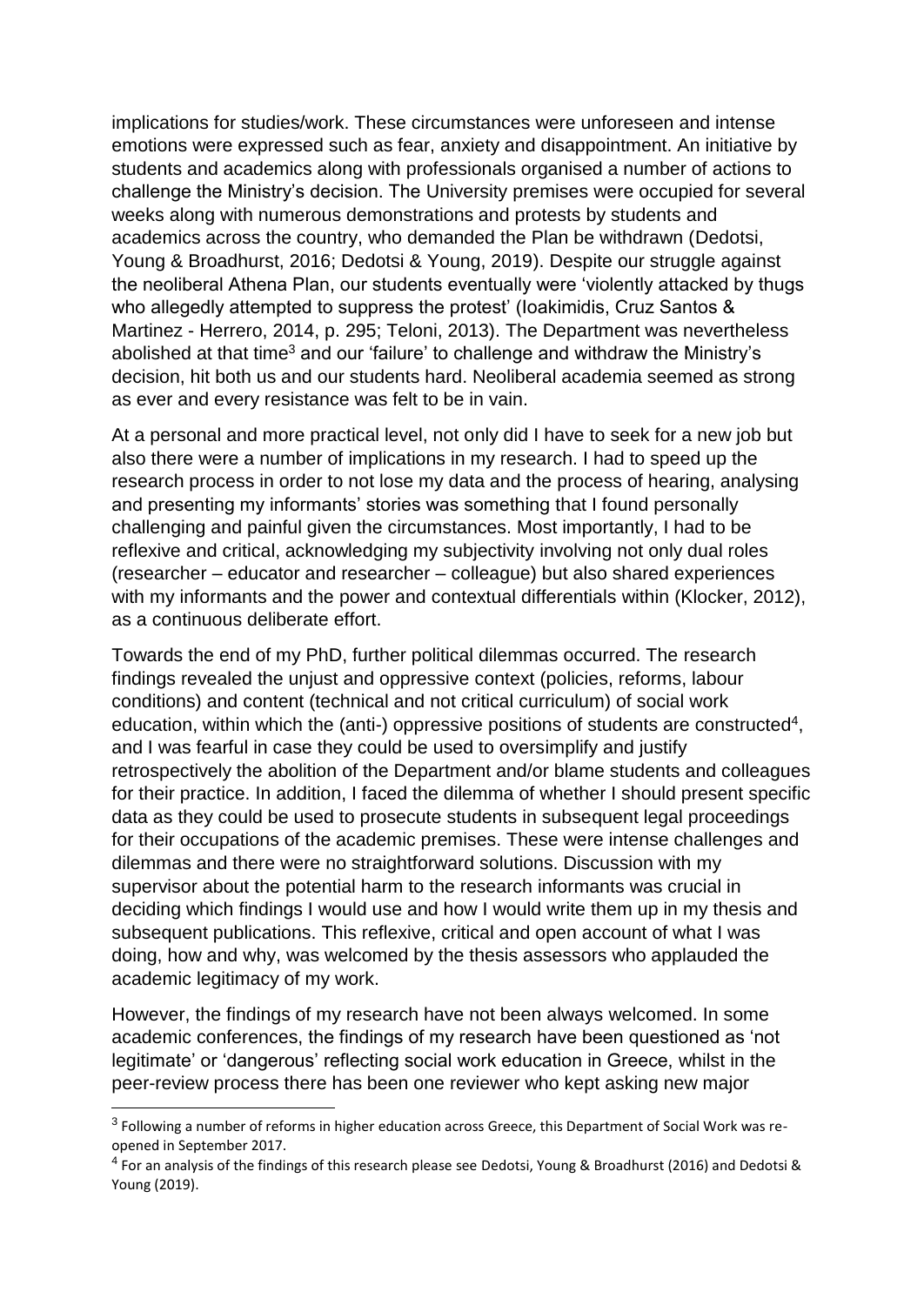implications for studies/work. These circumstances were unforeseen and intense emotions were expressed such as fear, anxiety and disappointment. An initiative by students and academics along with professionals organised a number of actions to challenge the Ministry's decision. The University premises were occupied for several weeks along with numerous demonstrations and protests by students and academics across the country, who demanded the Plan be withdrawn (Dedotsi, Young & Broadhurst, 2016; Dedotsi & Young, 2019). Despite our struggle against the neoliberal Athena Plan, our students eventually were 'violently attacked by thugs who allegedly attempted to suppress the protest' (Ioakimidis, Cruz Santos & Martinez - Herrero, 2014, p. 295; Teloni, 2013). The Department was nevertheless abolished at that time[3] and our 'failure' to challenge and withdraw the Ministry's decision, hit both us and our students hard. Neoliberal academia seemed as strong as ever and every resistance was felt to be in vain.

At a personal and more practical level, not only did I have to seek for a new job but also there were a number of implications in my research. I had to speed up the research process in order to not lose my data and the process of hearing, analysing and presenting my informants' stories was something that I found personally challenging and painful given the circumstances. Most importantly, I had to be reflexive and critical, acknowledging my subjectivity involving not only dual roles (researcher – educator and researcher – colleague) but also shared experiences with my informants and the power and contextual differentials within (Klocker, 2012), as a continuous deliberate effort.

Towards the end of my PhD, further political dilemmas occurred. The research findings revealed the unjust and oppressive context (policies, reforms, labour conditions) and content (technical and not critical curriculum) of social work education, within which the (anti-) oppressive positions of students are constructed[4], and I was fearful in case they could be used to oversimplify and justify retrospectively the abolition of the Department and/or blame students and colleagues for their practice. In addition, I faced the dilemma of whether I should present specific data as they could be used to prosecute students in subsequent legal proceedings for their occupations of the academic premises. These were intense challenges and dilemmas and there were no straightforward solutions. Discussion with my supervisor about the potential harm to the research informants was crucial in deciding which findings I would use and how I would write them up in my thesis and subsequent publications. This reflexive, critical and open account of what I was doing, how and why, was welcomed by the thesis assessors who applauded the academic legitimacy of my work.

However, the findings of my research have not been always welcomed. In some academic conferences, the findings of my research have been questioned as 'not legitimate' or 'dangerous' reflecting social work education in Greece, whilst in the peer-review process there has been one reviewer who kept asking new major

[3] Following a number of reforms in higher education across Greece, this Department of Social Work was re-opened in September 2017.

[4] For an analysis of the findings of this research please see Dedotsi, Young & Broadhurst (2016) and Dedotsi & Young (2019).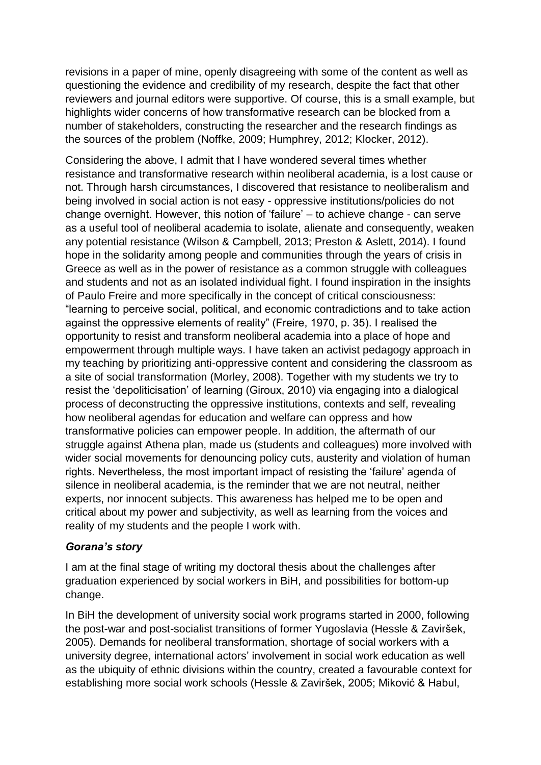revisions in a paper of mine, openly disagreeing with some of the content as well as questioning the evidence and credibility of my research, despite the fact that other reviewers and journal editors were supportive. Of course, this is a small example, but highlights wider concerns of how transformative research can be blocked from a number of stakeholders, constructing the researcher and the research findings as the sources of the problem (Noffke, 2009; Humphrey, 2012; Klocker, 2012).

Considering the above, I admit that I have wondered several times whether resistance and transformative research within neoliberal academia, is a lost cause or not. Through harsh circumstances, I discovered that resistance to neoliberalism and being involved in social action is not easy - oppressive institutions/policies do not change overnight. However, this notion of 'failure' – to achieve change - can serve as a useful tool of neoliberal academia to isolate, alienate and consequently, weaken any potential resistance (Wilson & Campbell, 2013; Preston & Aslett, 2014). I found hope in the solidarity among people and communities through the years of crisis in Greece as well as in the power of resistance as a common struggle with colleagues and students and not as an isolated individual fight. I found inspiration in the insights of Paulo Freire and more specifically in the concept of critical consciousness: "learning to perceive social, political, and economic contradictions and to take action against the oppressive elements of reality" (Freire, 1970, p. 35). I realised the opportunity to resist and transform neoliberal academia into a place of hope and empowerment through multiple ways. I have taken an activist pedagogy approach in my teaching by prioritizing anti-oppressive content and considering the classroom as a site of social transformation (Morley, 2008). Together with my students we try to resist the 'depoliticisation' of learning (Giroux, 2010) via engaging into a dialogical process of deconstructing the oppressive institutions, contexts and self, revealing how neoliberal agendas for education and welfare can oppress and how transformative policies can empower people. In addition, the aftermath of our struggle against Athena plan, made us (students and colleagues) more involved with wider social movements for denouncing policy cuts, austerity and violation of human rights. Nevertheless, the most important impact of resisting the 'failure' agenda of silence in neoliberal academia, is the reminder that we are not neutral, neither experts, nor innocent subjects. This awareness has helped me to be open and critical about my power and subjectivity, as well as learning from the voices and reality of my students and the people I work with.

### *Gorana's story*

I am at the final stage of writing my doctoral thesis about the challenges after graduation experienced by social workers in BiH, and possibilities for bottom-up change.

In BiH the development of university social work programs started in 2000, following the post-war and post-socialist transitions of former Yugoslavia (Hessle & Zaviršek, 2005). Demands for neoliberal transformation, shortage of social workers with a university degree, international actors' involvement in social work education as well as the ubiquity of ethnic divisions within the country, created a favourable context for establishing more social work schools (Hessle & Zaviršek, 2005; Miković & Habul,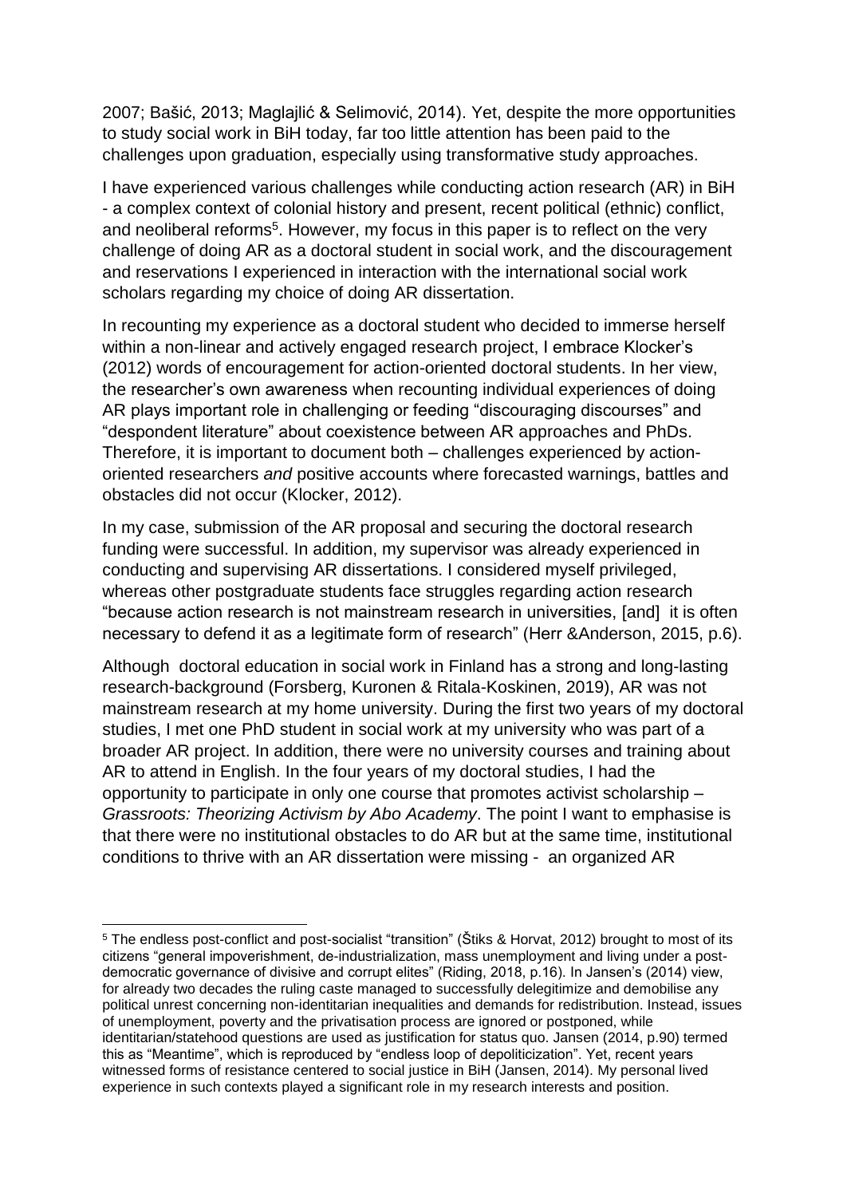2007; Bašić, 2013; Maglajlić & Selimović, 2014). Yet, despite the more opportunities to study social work in BiH today, far too little attention has been paid to the challenges upon graduation, especially using transformative study approaches.

I have experienced various challenges while conducting action research (AR) in BiH - a complex context of colonial history and present, recent political (ethnic) conflict, and neoliberal reforms[5]. However, my focus in this paper is to reflect on the very challenge of doing AR as a doctoral student in social work, and the discouragement and reservations I experienced in interaction with the international social work scholars regarding my choice of doing AR dissertation.

In recounting my experience as a doctoral student who decided to immerse herself within a non-linear and actively engaged research project, I embrace Klocker's (2012) words of encouragement for action-oriented doctoral students. In her view, the researcher's own awareness when recounting individual experiences of doing AR plays important role in challenging or feeding "discouraging discourses" and "despondent literature" about coexistence between AR approaches and PhDs. Therefore, it is important to document both – challenges experienced by action-oriented researchers *and* positive accounts where forecasted warnings, battles and obstacles did not occur (Klocker, 2012).

In my case, submission of the AR proposal and securing the doctoral research funding were successful. In addition, my supervisor was already experienced in conducting and supervising AR dissertations. I considered myself privileged, whereas other postgraduate students face struggles regarding action research "because action research is not mainstream research in universities, [and] it is often necessary to defend it as a legitimate form of research" (Herr &Anderson, 2015, p.6).

Although doctoral education in social work in Finland has a strong and long-lasting research-background (Forsberg, Kuronen & Ritala-Koskinen, 2019), AR was not mainstream research at my home university. During the first two years of my doctoral studies, I met one PhD student in social work at my university who was part of a broader AR project. In addition, there were no university courses and training about AR to attend in English. In the four years of my doctoral studies, I had the opportunity to participate in only one course that promotes activist scholarship – *Grassroots: Theorizing Activism by Abo Academy*. The point I want to emphasise is that there were no institutional obstacles to do AR but at the same time, institutional conditions to thrive with an AR dissertation were missing - an organized AR

---

[5] The endless post-conflict and post-socialist "transition" (Štiks & Horvat, 2012) brought to most of its citizens "general impoverishment, de-industrialization, mass unemployment and living under a post-democratic governance of divisive and corrupt elites" (Riding, 2018, p.16). In Jansen's (2014) view, for already two decades the ruling caste managed to successfully delegitimize and demobilise any political unrest concerning non-identitarian inequalities and demands for redistribution. Instead, issues of unemployment, poverty and the privatisation process are ignored or postponed, while identitarian/statehood questions are used as justification for status quo. Jansen (2014, p.90) termed this as "Meantime", which is reproduced by "endless loop of depoliticization". Yet, recent years witnessed forms of resistance centered to social justice in BiH (Jansen, 2014). My personal lived experience in such contexts played a significant role in my research interests and position.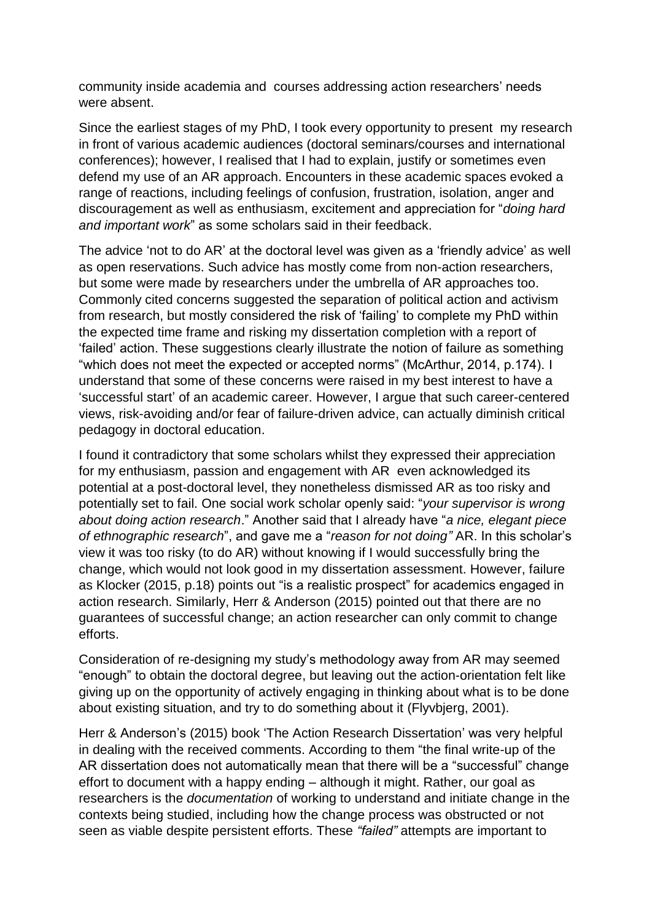community inside academia and courses addressing action researchers' needs were absent.

Since the earliest stages of my PhD, I took every opportunity to present my research in front of various academic audiences (doctoral seminars/courses and international conferences); however, I realised that I had to explain, justify or sometimes even defend my use of an AR approach. Encounters in these academic spaces evoked a range of reactions, including feelings of confusion, frustration, isolation, anger and discouragement as well as enthusiasm, excitement and appreciation for "*doing hard and important work*" as some scholars said in their feedback.

The advice 'not to do AR' at the doctoral level was given as a 'friendly advice' as well as open reservations. Such advice has mostly come from non-action researchers, but some were made by researchers under the umbrella of AR approaches too. Commonly cited concerns suggested the separation of political action and activism from research, but mostly considered the risk of 'failing' to complete my PhD within the expected time frame and risking my dissertation completion with a report of 'failed' action. These suggestions clearly illustrate the notion of failure as something "which does not meet the expected or accepted norms" (McArthur, 2014, p.174). I understand that some of these concerns were raised in my best interest to have a 'successful start' of an academic career. However, I argue that such career-centered views, risk-avoiding and/or fear of failure-driven advice, can actually diminish critical pedagogy in doctoral education.

I found it contradictory that some scholars whilst they expressed their appreciation for my enthusiasm, passion and engagement with AR even acknowledged its potential at a post-doctoral level, they nonetheless dismissed AR as too risky and potentially set to fail. One social work scholar openly said: "*your supervisor is wrong about doing action research*." Another said that I already have "*a nice, elegant piece of ethnographic research*", and gave me a "*reason for not doing"* AR. In this scholar's view it was too risky (to do AR) without knowing if I would successfully bring the change, which would not look good in my dissertation assessment. However, failure as Klocker (2015, p.18) points out "is a realistic prospect" for academics engaged in action research. Similarly, Herr & Anderson (2015) pointed out that there are no guarantees of successful change; an action researcher can only commit to change efforts.

Consideration of re-designing my study's methodology away from AR may seemed "enough" to obtain the doctoral degree, but leaving out the action-orientation felt like giving up on the opportunity of actively engaging in thinking about what is to be done about existing situation, and try to do something about it (Flyvbjerg, 2001).

Herr & Anderson's (2015) book 'The Action Research Dissertation' was very helpful in dealing with the received comments. According to them "the final write-up of the AR dissertation does not automatically mean that there will be a "successful" change effort to document with a happy ending – although it might. Rather, our goal as researchers is the *documentation* of working to understand and initiate change in the contexts being studied, including how the change process was obstructed or not seen as viable despite persistent efforts. These *"failed"* attempts are important to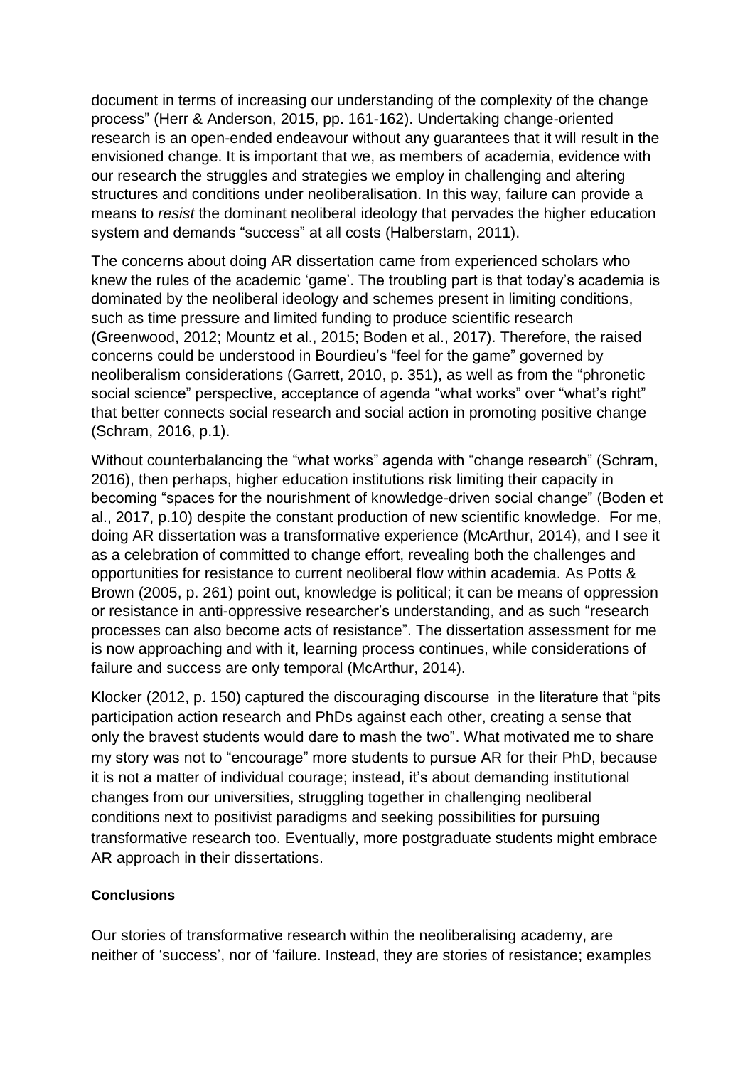document in terms of increasing our understanding of the complexity of the change process" (Herr & Anderson, 2015, pp. 161-162). Undertaking change-oriented research is an open-ended endeavour without any guarantees that it will result in the envisioned change. It is important that we, as members of academia, evidence with our research the struggles and strategies we employ in challenging and altering structures and conditions under neoliberalisation. In this way, failure can provide a means to *resist* the dominant neoliberal ideology that pervades the higher education system and demands "success" at all costs (Halberstam, 2011).

The concerns about doing AR dissertation came from experienced scholars who knew the rules of the academic 'game'. The troubling part is that today's academia is dominated by the neoliberal ideology and schemes present in limiting conditions, such as time pressure and limited funding to produce scientific research (Greenwood, 2012; Mountz et al., 2015; Boden et al., 2017). Therefore, the raised concerns could be understood in Bourdieu's "feel for the game" governed by neoliberalism considerations (Garrett, 2010, p. 351), as well as from the "phronetic social science" perspective, acceptance of agenda "what works" over "what's right" that better connects social research and social action in promoting positive change (Schram, 2016, p.1).

Without counterbalancing the "what works" agenda with "change research" (Schram, 2016), then perhaps, higher education institutions risk limiting their capacity in becoming "spaces for the nourishment of knowledge-driven social change" (Boden et al., 2017, p.10) despite the constant production of new scientific knowledge. For me, doing AR dissertation was a transformative experience (McArthur, 2014), and I see it as a celebration of committed to change effort, revealing both the challenges and opportunities for resistance to current neoliberal flow within academia. As Potts & Brown (2005, p. 261) point out, knowledge is political; it can be means of oppression or resistance in anti-oppressive researcher's understanding, and as such "research processes can also become acts of resistance". The dissertation assessment for me is now approaching and with it, learning process continues, while considerations of failure and success are only temporal (McArthur, 2014).

Klocker (2012, p. 150) captured the discouraging discourse in the literature that "pits participation action research and PhDs against each other, creating a sense that only the bravest students would dare to mash the two". What motivated me to share my story was not to "encourage" more students to pursue AR for their PhD, because it is not a matter of individual courage; instead, it's about demanding institutional changes from our universities, struggling together in challenging neoliberal conditions next to positivist paradigms and seeking possibilities for pursuing transformative research too. Eventually, more postgraduate students might embrace AR approach in their dissertations.

#### Conclusions

Our stories of transformative research within the neoliberalising academy, are neither of 'success', nor of 'failure. Instead, they are stories of resistance; examples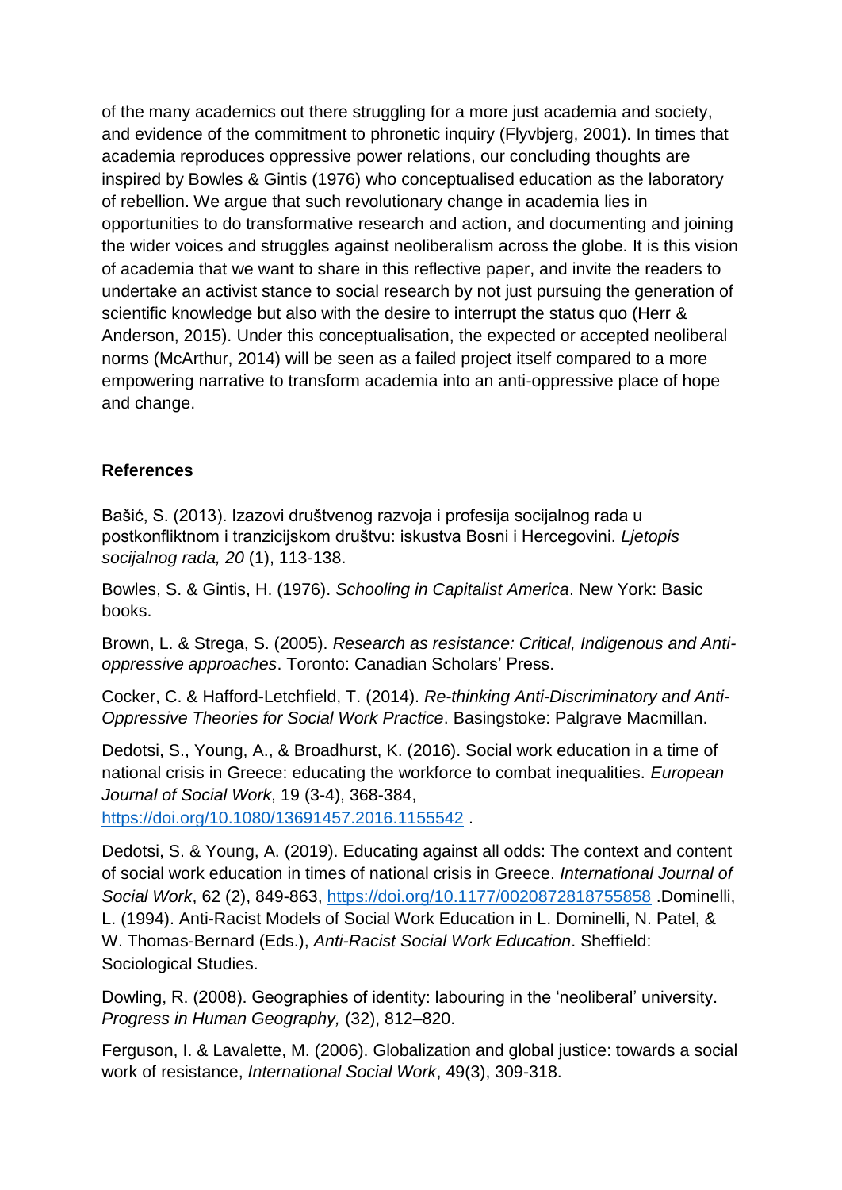of the many academics out there struggling for a more just academia and society, and evidence of the commitment to phronetic inquiry (Flyvbjerg, 2001). In times that academia reproduces oppressive power relations, our concluding thoughts are inspired by Bowles & Gintis (1976) who conceptualised education as the laboratory of rebellion. We argue that such revolutionary change in academia lies in opportunities to do transformative research and action, and documenting and joining the wider voices and struggles against neoliberalism across the globe. It is this vision of academia that we want to share in this reflective paper, and invite the readers to undertake an activist stance to social research by not just pursuing the generation of scientific knowledge but also with the desire to interrupt the status quo (Herr & Anderson, 2015). Under this conceptualisation, the expected or accepted neoliberal norms (McArthur, 2014) will be seen as a failed project itself compared to a more empowering narrative to transform academia into an anti-oppressive place of hope and change.

**References**

Bašić, S. (2013). Izazovi društvenog razvoja i profesija socijalnog rada u postkonfliktnom i tranzicijskom društvu: iskustva Bosni i Hercegovini. *Ljetopis socijalnog rada, 20* (1), 113-138.

Bowles, S. & Gintis, H. (1976). *Schooling in Capitalist America*. New York: Basic books.

Brown, L. & Strega, S. (2005). *Research as resistance: Critical, Indigenous and Anti-oppressive approaches*. Toronto: Canadian Scholars' Press.

Cocker, C. & Hafford-Letchfield, T. (2014). *Re-thinking Anti-Discriminatory and Anti-Oppressive Theories for Social Work Practice*. Basingstoke: Palgrave Macmillan.

Dedotsi, S., Young, A., & Broadhurst, K. (2016). Social work education in a time of national crisis in Greece: educating the workforce to combat inequalities. *European Journal of Social Work*, 19 (3-4), 368-384, https://doi.org/10.1080/13691457.2016.1155542 .

Dedotsi, S. & Young, A. (2019). Educating against all odds: The context and content of social work education in times of national crisis in Greece. *International Journal of Social Work*, 62 (2), 849-863, https://doi.org/10.1177/0020872818755858 .Dominelli, L. (1994). Anti-Racist Models of Social Work Education in L. Dominelli, N. Patel, & W. Thomas-Bernard (Eds.), *Anti-Racist Social Work Education*. Sheffield: Sociological Studies.

Dowling, R. (2008). Geographies of identity: labouring in the 'neoliberal' university. *Progress in Human Geography,* (32), 812–820.

Ferguson, I. & Lavalette, M. (2006). Globalization and global justice: towards a social work of resistance, *International Social Work*, 49(3), 309-318.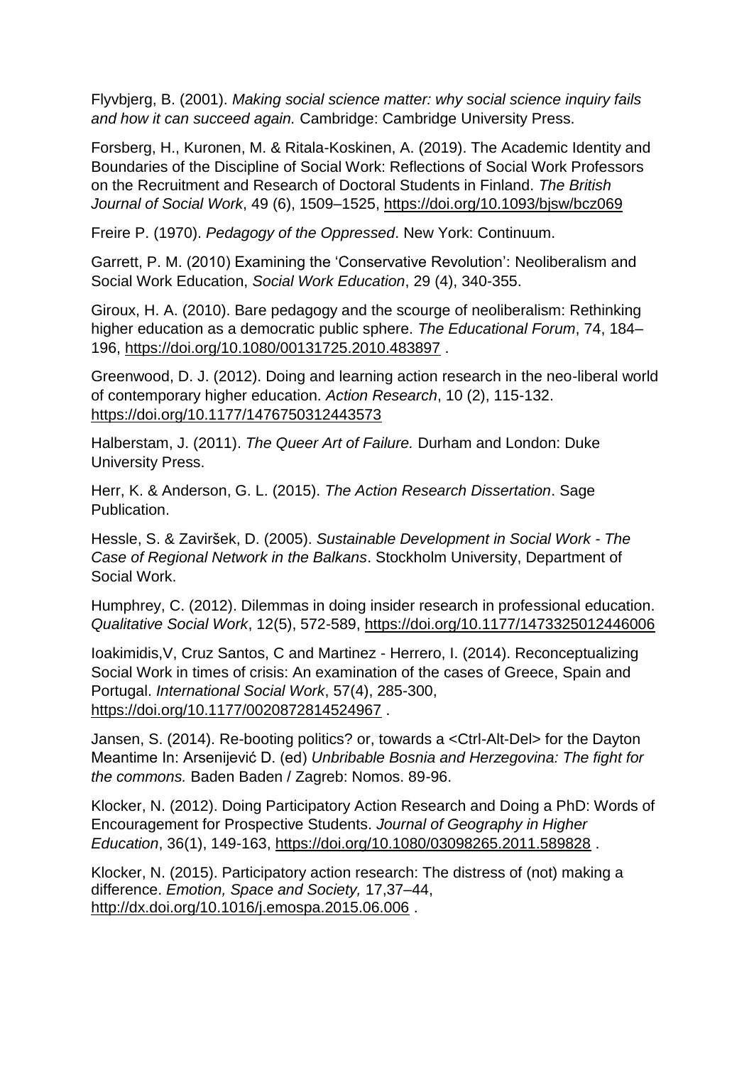Flyvbjerg, B. (2001). *Making social science matter: why social science inquiry fails and how it can succeed again.* Cambridge: Cambridge University Press.

Forsberg, H., Kuronen, M. & Ritala-Koskinen, A. (2019). The Academic Identity and Boundaries of the Discipline of Social Work: Reflections of Social Work Professors on the Recruitment and Research of Doctoral Students in Finland. *The British Journal of Social Work*, 49 (6), 1509–1525, https://doi.org/10.1093/bjsw/bcz069

Freire P. (1970). *Pedagogy of the Oppressed*. New York: Continuum.

Garrett, P. M. (2010) Examining the 'Conservative Revolution': Neoliberalism and Social Work Education, *Social Work Education*, 29 (4), 340-355.

Giroux, H. A. (2010). Bare pedagogy and the scourge of neoliberalism: Rethinking higher education as a democratic public sphere. *The Educational Forum*, 74, 184–196, https://doi.org/10.1080/00131725.2010.483897 .

Greenwood, D. J. (2012). Doing and learning action research in the neo-liberal world of contemporary higher education. *Action Research*, 10 (2), 115-132. https://doi.org/10.1177/1476750312443573

Halberstam, J. (2011). *The Queer Art of Failure.* Durham and London: Duke University Press.

Herr, K. & Anderson, G. L. (2015). *The Action Research Dissertation*. Sage Publication.

Hessle, S. & Zaviršek, D. (2005). *Sustainable Development in Social Work - The Case of Regional Network in the Balkans*. Stockholm University, Department of Social Work.

Humphrey, C. (2012). Dilemmas in doing insider research in professional education. *Qualitative Social Work*, 12(5), 572-589, https://doi.org/10.1177/1473325012446006

Ioakimidis,V, Cruz Santos, C and Martinez - Herrero, I. (2014). Reconceptualizing Social Work in times of crisis: An examination of the cases of Greece, Spain and Portugal. *International Social Work*, 57(4), 285-300, https://doi.org/10.1177/0020872814524967 .

Jansen, S. (2014). Re-booting politics? or, towards a <Ctrl-Alt-Del> for the Dayton Meantime In: Arsenijević D. (ed) *Unbribable Bosnia and Herzegovina: The fight for the commons.* Baden Baden / Zagreb: Nomos. 89-96.

Klocker, N. (2012). Doing Participatory Action Research and Doing a PhD: Words of Encouragement for Prospective Students. *Journal of Geography in Higher Education*, 36(1), 149-163, https://doi.org/10.1080/03098265.2011.589828 .

Klocker, N. (2015). Participatory action research: The distress of (not) making a difference. *Emotion, Space and Society,* 17,37–44, http://dx.doi.org/10.1016/j.emospa.2015.06.006 .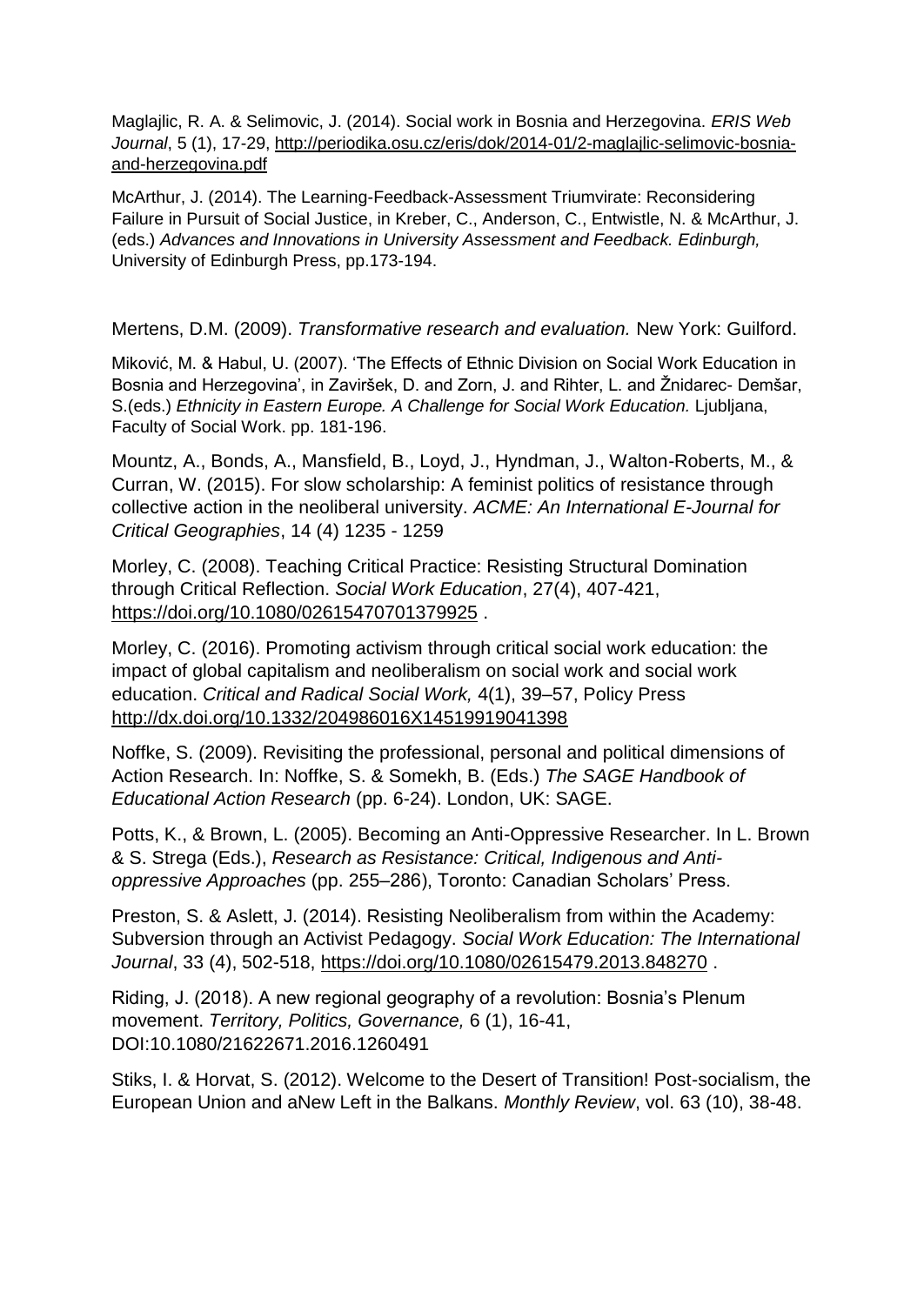Maglajlic, R. A. & Selimovic, J. (2014). Social work in Bosnia and Herzegovina. *ERIS Web Journal*, 5 (1), 17-29, http://periodika.osu.cz/eris/dok/2014-01/2-maglajlic-selimovic-bosnia-and-herzegovina.pdf

McArthur, J. (2014). The Learning-Feedback-Assessment Triumvirate: Reconsidering Failure in Pursuit of Social Justice, in Kreber, C., Anderson, C., Entwistle, N. & McArthur, J. (eds.) *Advances and Innovations in University Assessment and Feedback. Edinburgh,* University of Edinburgh Press, pp.173-194.

Mertens, D.M. (2009). *Transformative research and evaluation.* New York: Guilford.

Miković, M. & Habul, U. (2007). 'The Effects of Ethnic Division on Social Work Education in Bosnia and Herzegovina', in Zaviršek, D. and Zorn, J. and Rihter, L. and Žnidarec- Demšar, S.(eds.) *Ethnicity in Eastern Europe. A Challenge for Social Work Education.* Ljubljana, Faculty of Social Work. pp. 181-196.

Mountz, A., Bonds, A., Mansfield, B., Loyd, J., Hyndman, J., Walton-Roberts, M., & Curran, W. (2015). For slow scholarship: A feminist politics of resistance through collective action in the neoliberal university. *ACME: An International E-Journal for Critical Geographies*, 14 (4) 1235 - 1259

Morley, C. (2008). Teaching Critical Practice: Resisting Structural Domination through Critical Reflection. *Social Work Education*, 27(4), 407-421, https://doi.org/10.1080/02615470701379925 .

Morley, C. (2016). Promoting activism through critical social work education: the impact of global capitalism and neoliberalism on social work and social work education. *Critical and Radical Social Work,* 4(1), 39–57, Policy Press http://dx.doi.org/10.1332/204986016X14519919041398

Noffke, S. (2009). Revisiting the professional, personal and political dimensions of Action Research. In: Noffke, S. & Somekh, B. (Eds.) *The SAGE Handbook of Educational Action Research* (pp. 6-24). London, UK: SAGE.

Potts, K., & Brown, L. (2005). Becoming an Anti-Oppressive Researcher. In L. Brown & S. Strega (Eds.), *Research as Resistance: Critical, Indigenous and Anti-oppressive Approaches* (pp. 255–286), Toronto: Canadian Scholars' Press.

Preston, S. & Aslett, J. (2014). Resisting Neoliberalism from within the Academy: Subversion through an Activist Pedagogy. *Social Work Education: The International Journal*, 33 (4), 502-518, https://doi.org/10.1080/02615479.2013.848270 .

Riding, J. (2018). A new regional geography of a revolution: Bosnia's Plenum movement. *Territory, Politics, Governance,* 6 (1), 16-41, DOI:10.1080/21622671.2016.1260491

Stiks, I. & Horvat, S. (2012). Welcome to the Desert of Transition! Post-socialism, the European Union and aNew Left in the Balkans. *Monthly Review*, vol. 63 (10), 38-48.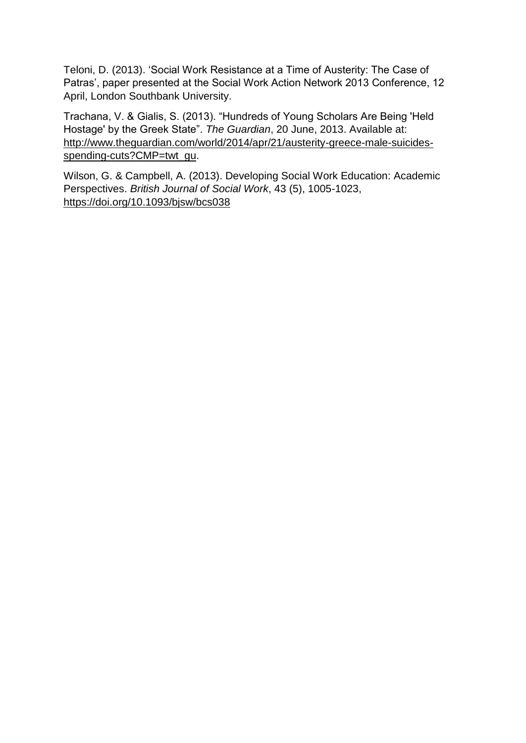Teloni, D. (2013). 'Social Work Resistance at a Time of Austerity: The Case of Patras', paper presented at the Social Work Action Network 2013 Conference, 12 April, London Southbank University.

Trachana, V. & Gialis, S. (2013). "Hundreds of Young Scholars Are Being 'Held Hostage' by the Greek State". *The Guardian*, 20 June, 2013. Available at: http://www.theguardian.com/world/2014/apr/21/austerity-greece-male-suicides-spending-cuts?CMP=twt_gu.

Wilson, G. & Campbell, A. (2013). Developing Social Work Education: Academic Perspectives. *British Journal of Social Work*, 43 (5), 1005-1023, https://doi.org/10.1093/bjsw/bcs038